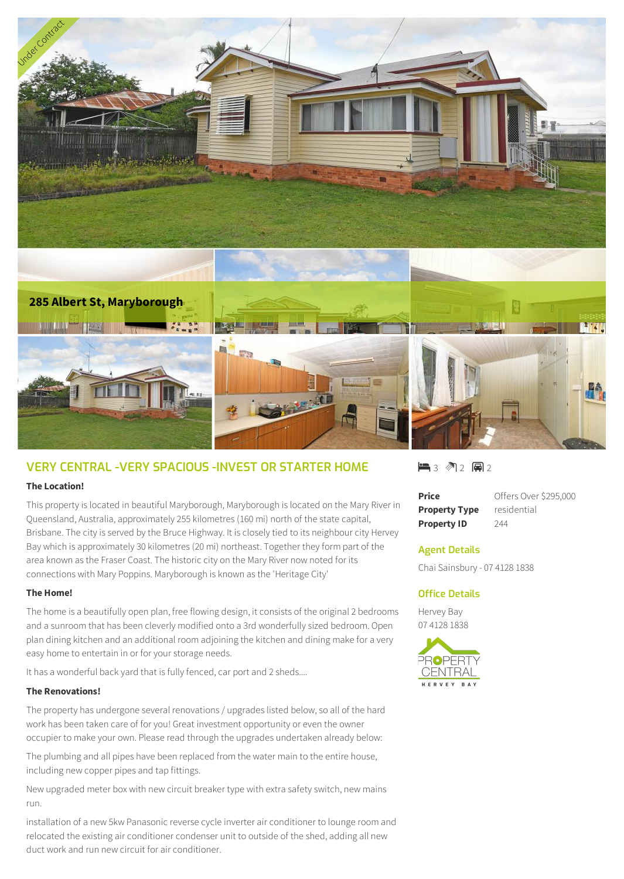Under Contract

**285 Albert St, Maryborough**

## VERY CENTRAL -VERY SPACIOUS -INVEST OR STARTER HOME

3 2 2

| | |
|---|---|
| **Price** | Offers Over $295,000 |
| **Property Type** | residential |
| **Property ID** | 244 |

### Agent Details

Chai Sainsbury - 07 4128 1838

### Office Details

Hervey Bay
07 4128 1838

PROPERTY CENTRAL
HERVEY BAY

**The Location!**

This property is located in beautiful Maryborough, Maryborough is located on the Mary River in Queensland, Australia, approximately 255 kilometres (160 mi) north of the state capital, Brisbane. The city is served by the Bruce Highway. It is closely tied to its neighbour city Hervey Bay which is approximately 30 kilometres (20 mi) northeast. Together they form part of the area known as the Fraser Coast. The historic city on the Mary River now noted for its connections with Mary Poppins. Maryborough is known as the 'Heritage City'

**The Home!**

The home is a beautifully open plan, free flowing design, it consists of the original 2 bedrooms and a sunroom that has been cleverly modified onto a 3rd wonderfully sized bedroom. Open plan dining kitchen and an additional room adjoining the kitchen and dining make for a very easy home to entertain in or for your storage needs.

It has a wonderful back yard that is fully fenced, car port and 2 sheds....

**The Renovations!**

The property has undergone several renovations / upgrades listed below, so all of the hard work has been taken care of for you! Great investment opportunity or even the owner occupier to make your own. Please read through the upgrades undertaken already below:

The plumbing and all pipes have been replaced from the water main to the entire house, including new copper pipes and tap fittings.

New upgraded meter box with new circuit breaker type with extra safety switch, new mains run.

installation of a new 5kw Panasonic reverse cycle inverter air conditioner to lounge room and relocated the existing air conditioner condenser unit to outside of the shed, adding all new duct work and run new circuit for air conditioner.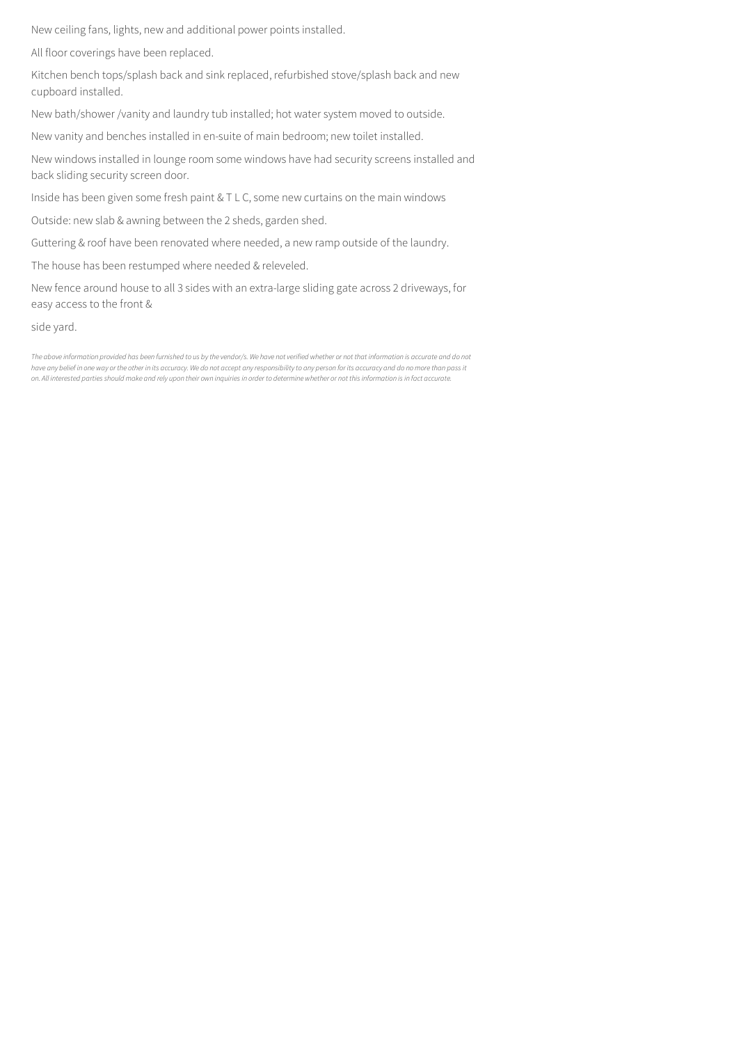New ceiling fans, lights, new and additional power points installed.

All floor coverings have been replaced.

Kitchen bench tops/splash back and sink replaced, refurbished stove/splash back and new cupboard installed.

New bath/shower /vanity and laundry tub installed; hot water system moved to outside.

New vanity and benches installed in en-suite of main bedroom; new toilet installed.

New windows installed in lounge room some windows have had security screens installed and back sliding security screen door.

Inside has been given some fresh paint & T L C, some new curtains on the main windows

Outside: new slab & awning between the 2 sheds, garden shed.

Guttering & roof have been renovated where needed, a new ramp outside of the laundry.

The house has been restumped where needed & releveled.

New fence around house to all 3 sides with an extra-large sliding gate across 2 driveways, for easy access to the front &

side yard.

*The above information provided has been furnished to us by the vendor/s. We have not verified whether or not that information is accurate and do not have any belief in one way or the other in its accuracy. We do not accept any responsibility to any person for its accuracy and do no more than pass it on. All interested parties should make and rely upon their own inquiries in order to determine whether or not this information is in fact accurate.*